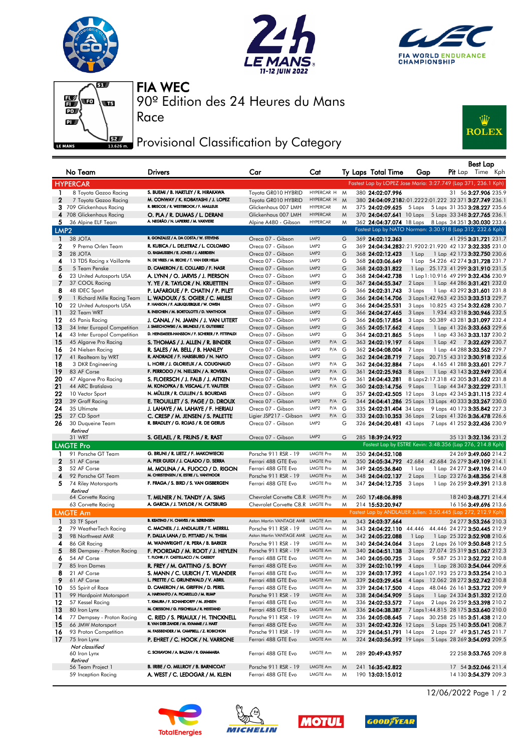# FIA WEC

## 90º Edition des 24 Heures du Mans

Race

## Provisional Classification by Category

| No | Team | Drivers | Car | Cat | Ty | Laps | Total Time | Gap | Pit | Best Lap Lap | Best Lap Time | Kph |
|---|---|---|---|---|---|---|---|---|---|---|---|---|
| **HYPERCAR** | | | | | | | | Fastest Lap by LOPEZ Jose Maria: 3:27.749 (Lap 371, 236.1 Kph) | | | | |
| 1 | 8 Toyota Gazoo Racing | S. BUEMI / B. HARTLEY / R. HIRAKAWA | Toyota GR010 HYBRID | HYPERCAR H | M | 380 | 24:02:07.996 | | 31 | 56 | 3:27.906 | 235.9 |
| 2 | 7 Toyota Gazoo Racing | M. CONWAY / K. KOBAYASHI / J. LOPEZ | Toyota GR010 HYBRID | HYPERCAR H | M | 380 | 24:04:09.218 | 2:01.222 2:01.222 | 32 | 371 | 3:27.749 | 236.1 |
| 3 | 709 Glickenhaus Racing | R. BRISCOE / R. WESTBROOK / F. MAILLEUX | Glickenhaus 007 LMH | HYPERCAR | M | 375 | 24:02:09.625 | 5 Laps 5 Laps | 31 | 353 | 3:28.227 | 235.6 |
| 4 | 708 Glickenhaus Racing | O. PLA / R. DUMAS / L. DERANI | Glickenhaus 007 LMH | HYPERCAR | M | 370 | 24:04:07.641 | 10 Laps 5 Laps | 33 | 348 | 3:27.765 | 236.1 |
| 5 | 36 Alpine ELF Team | A. NEGRÃO / N. LAPIERRE / M. VAXIVIERE | Alpine A480 - Gibson | HYPERCAR | M | 362 | 24:04:37.074 | 18 Laps 8 Laps | 34 | 351 | 3:30.030 | 233.6 |
| **LMP2** | | | | | | | | Fastest Lap by NATO Norman: 3:30.918 (Lap 312, 232.6 Kph) | | | | |
| 1 | 38 JOTA | R. GONZALEZ / A. DA COSTA / W. STEVENS | Oreca 07 - Gibson | LMP2 | G | 369 | 24:02:12.363 | | 41 | 295 | 3:31.721 | 231.7 |
| 2 | 9 Prema Orlen Team | R. KUBICA / L. DELETRAZ / L. COLOMBO | Oreca 07 - Gibson | LMP2 | G | 369 | 24:04:34.283 | 2:21.920 2:21.920 | 42 | 137 | 3:32.335 | 231.0 |
| 3 | 28 JOTA | O. RASMUSSEN / E. JONES / J. ABERDEIN | Oreca 07 - Gibson | LMP2 | G | 368 | 24:02:12.423 | 1 Lap 1 Lap | 42 | 173 | 3:32.750 | 230.6 |
| 4 | 13 TDS Racing x Vaillante | N. DE VRIES / M. BECHE / T. VAN DER HELM | Oreca 07 - Gibson | LMP2 | G | 368 | 24:03:06.649 | 1 Lap 54.226 | 42 | 274 | 3:31.728 | 231.7 |
| 5 | 5 Team Penske | D. CAMERON / E. COLLARD / F. NASR | Oreca 07 - Gibson | LMP2 | G | 368 | 24:03:31.822 | 1 Lap 25.173 | 41 | 299 | 3:31.910 | 231.5 |
| 6 | 23 United Autosports USA | A. LYNN / O. JARVIS / J. PIERSON | Oreca 07 - Gibson | LMP2 | G | 368 | 24:04:42.738 | 1 Lap 1:10.916 | 49 | 299 | 3:32.436 | 230.9 |
| 7 | 37 COOL Racing | Y. YE / R. TAYLOR / N. KRUETTEN | Oreca 07 - Gibson | LMP2 | G | 367 | 24:04:55.347 | 2 Laps 1 Lap | 44 | 286 | 3:31.421 | 232.0 |
| 8 | 48 IDEC Sport | P. LAFARGUE / P. CHATIN / P. PILET | Oreca 07 - Gibson | LMP2 | G | 366 | 24:02:31.743 | 3 Laps 1 Lap | 43 | 292 | 3:31.601 | 231.8 |
| 9 | 1 Richard Mille Racing Team | L. WADOUX / S. OGIER / C. MILESI | Oreca 07 - Gibson | LMP2 | G | 366 | 24:04:14.706 | 3 Laps 1:42.963 | 42 | 353 | 3:33.513 | 229.7 |
| 10 | 22 United Autosports USA | P. HANSON / F. ALBUQUERQUE / W. OWEN | Oreca 07 - Gibson | LMP2 | G | 366 | 24:04:25.531 | 3 Laps 10.825 | 43 | 254 | 3:32.628 | 230.7 |
| 11 | 32 Team WRT | R. INEICHEN / M. BORTOLOTTI / D. VANTHOOR | Oreca 07 - Gibson | LMP2 | G | 366 | 24:04:27.465 | 3 Laps 1.934 | 43 | 218 | 3:30.946 | 232.5 |
| 12 | 65 Panis Racing | J. CANAL / N. JAMIN / J. VAN UITERT | Oreca 07 - Gibson | LMP2 | G | 366 | 24:05:17.854 | 3 Laps 50.389 | 43 | 281 | 3:31.097 | 232.4 |
| 13 | 34 Inter Europol Competition | J. SMIECHOWSKI / A. BRUNDLE / E. GUTIERREZ | Oreca 07 - Gibson | LMP2 | G | 365 | 24:05:17.662 | 4 Laps 1 Lap | 41 | 326 | 3:33.663 | 229.6 |
| 14 | 43 Inter Europol Competition | D. HEINEMEIER-HANSSON / F. SCHERER / P. FITTIPALDI | Oreca 07 - Gibson | LMP2 | G | 364 | 24:03:21.865 | 5 Laps 1 Lap | 43 | 363 | 3:33.137 | 230.2 |
| 15 | 45 Algarve Pro Racing | S. THOMAS / J. ALLEN / R. BINDER | Oreca 07 - Gibson | LMP2 P/A | G | 363 | 24:02:19.197 | 6 Laps 1 Lap | 42 | 7 | 3:32.629 | 230.7 |
| 16 | 24 Nielsen Racing | R. SALES / M. BELL / B. HANLEY | Oreca 07 - Gibson | LMP2 P/A | G | 362 | 24:04:08.004 | 7 Laps 1 Lap | 44 | 288 | 3:33.562 | 229.7 |
| 17 | 41 Realteam by WRT | R. ANDRADE / F. HABSBURG / N. NATO | Oreca 07 - Gibson | LMP2 | G | 362 | 24:04:28.719 | 7 Laps 20.715 | 43 | 312 | 3:30.918 | 232.6 |
| 18 | 3 DKR Engineering | L. HORR / J. GLORIEUX / A. COUGNAUD | Oreca 07 - Gibson | LMP2 P/A | G | 362 | 24:04:32.884 | 7 Laps 4.165 | 41 | 288 | 3:33.601 | 229.7 |
| 19 | 83 AF Corse | F. PERRODO / N. NIELSEN / A. ROVERA | Oreca 07 - Gibson | LMP2 P/A | G | 361 | 24:02:25.963 | 8 Laps 1 Lap | 43 | 143 | 3:32.949 | 230.4 |
| 20 | 47 Algarve Pro Racing | S. FLOERSCH / J. FALB / J. AITKEN | Oreca 07 - Gibson | LMP2 P/A | G | 361 | 24:04:43.281 | 8 Laps 2:17.318 | 42 | 305 | 3:31.652 | 231.8 |
| 21 | 44 ARC Bratislava | M. KONOPKA / B. VISCAAL / T. VAUTIER | Oreca 07 - Gibson | LMP2 P/A | G | 360 | 24:03:14.756 | 9 Laps 1 Lap | 44 | 347 | 3:32.229 | 231.1 |
| 22 | 10 Vector Sport | N. MÜLLER / R. CULLEN / S. BOURDAIS | Oreca 07 - Gibson | LMP2 | G | 357 | 24:02:42.505 | 12 Laps 3 Laps | 42 | 345 | 3:31.115 | 232.4 |
| 23 | 39 Graff Racing | E. TROUILLET / S. PAGE / D. DROUX | Oreca 07 - Gibson | LMP2 P/A | G | 344 | 24:04:41.286 | 25 Laps 13 Laps | 40 | 333 | 3:33.267 | 230.0 |
| 24 | 35 Ultimate | J. LAHAYE / M. LAHAYE / F. HERIAU | Oreca 07 - Gibson | LMP2 P/A | G | 335 | 24:02:31.404 | 34 Laps 9 Laps | 40 | 173 | 3:35.842 | 227.3 |
| 25 | 27 CD Sport | C. CRESP / M. JENSEN / S. PALETTE | Ligier JSP217 - Gibson | LMP2 P/A | G | 333 | 24:03:10.353 | 36 Laps 2 Laps | 41 | 326 | 3:36.478 | 226.6 |
| 26 | 30 Duqueine Team | R. BRADLEY / G. ROJAS / R. DE GERUS | Oreca 07 - Gibson | LMP2 | G | 326 | 24:04:20.481 | 43 Laps 7 Laps | 41 | 252 | 3:32.436 | 230.9 |
| *Retired* | | | | | | | | | | | | |
| | 31 WRT | S. GELAEL / R. FRIJNS / R. RAST | Oreca 07 - Gibson | LMP2 | G | 285 | 18:39:24.922 | | 35 | 131 | 3:32.136 | 231.2 |
| **LMGTE Pro** | | | | | | | | Fastest Lap by ESTRE Kevin: 3:48.356 (Lap 276, 214.8 Kph) | | | | |
| 1 | 91 Porsche GT Team | G. BRUNI / R. LIETZ / F. MAKOWIECKI | Porsche 911 RSR - 19 | LMGTE Pro | M | 350 | 24:04:52.108 | | 24 | 269 | 3:49.060 | 214.2 |
| 2 | 51 AF Corse | A. PIER GUIDI / J. CALADO / D. SERRA | Ferrari 488 GTE Evo | LMGTE Pro | M | 350 | 24:05:34.792 | 42.684 42.684 | 26 | 279 | 3:49.109 | 214.1 |
| 3 | 52 AF Corse | M. MOLINA / A. FUOCO / D. RIGON | Ferrari 488 GTE Evo | LMGTE Pro | M | 349 | 24:05:36.840 | 1 Lap 1 Lap | 24 | 277 | 3:49.196 | 214.0 |
| 4 | 92 Porsche GT Team | M. CHRISTENSEN / K. ESTRE / L. VANTHOOR | Porsche 911 RSR - 19 | LMGTE Pro | M | 348 | 24:04:02.137 | 2 Laps 1 Lap | 23 | 276 | 3:48.356 | 214.8 |
| 5 | 74 Riley Motorsports | F. FRAGA / S. BIRD / S. VAN GISBERGEN | Ferrari 488 GTE Evo | LMGTE Pro | M | 347 | 24:04:12.735 | 3 Laps 1 Lap | 26 | 259 | 3:49.391 | 213.8 |
| *Retired* | | | | | | | | | | | | |
| | 64 Corvette Racing | T. MILNER / N. TANDY / A. SIMS | Chevrolet Corvette C8.R | LMGTE Pro | M | 260 | 17:48:06.898 | | 18 | 240 | 3:48.771 | 214.4 |
| | 63 Corvette Racing | A. GARCIA / J. TAYLOR / N. CATSBURG | Chevrolet Corvette C8.R | LMGTE Pro | M | 214 | 15:53:20.947 | | 16 | 156 | 3:49.696 | 213.6 |
| **LMGTE Am** | | | | | | | | Fastest Lap by ANDLAUER Julien: 3:50.445 (Lap 272, 212.9 Kph) | | | | |
| 1 | 33 TF Sport | B. KEATING / H. CHAVES / M. SØRENSEN | Aston Martin VANTAGE AMR | LMGTE Am | M | 343 | 24:03:37.664 | | 24 | 277 | 3:53.266 | 210.3 |
| 2 | 79 WeatherTech Racing | C. MACNEIL / J. ANDLAUER / T. MERRILL | Porsche 911 RSR - 19 | LMGTE Am | M | 343 | 24:04:22.110 | 44.446 44.446 | 24 | 272 | 3:50.445 | 212.9 |
| 3 | 98 Northwest AMR | P. DALLA LANA / D. PITTARD / N. THIIM | Aston Martin VANTAGE AMR | LMGTE Am | M | 342 | 24:05:22.088 | 1 Lap 1 Lap | 25 | 322 | 3:52.908 | 210.6 |
| 4 | 86 GR Racing | M. WAINWRIGHT / R. PERA / B. BARKER | Porsche 911 RSR - 19 | LMGTE Am | M | 340 | 24:04:24.064 | 3 Laps 2 Laps | 26 | 109 | 3:50.848 | 212.5 |
| 5 | 88 Dempsey - Proton Racing | F. POORDAD / M. ROOT / J. HEYLEN | Porsche 911 RSR - 19 | LMGTE Am | M | 340 | 24:04:51.138 | 3 Laps 27.074 | 25 | 319 | 3:51.067 | 212.3 |
| 6 | 54 AF Corse | T. FLOHR / F. CASTELLACCI / N. CASSIDY | Ferrari 488 GTE Evo | LMGTE Am | M | 340 | 24:05:00.725 | 3 Laps 9.587 | 25 | 312 | 3:52.722 | 210.8 |
| 7 | 85 Iron Dames | R. FREY / M. GATTING / S. BOVY | Ferrari 488 GTE Evo | LMGTE Am | M | 339 | 24:02:10.199 | 4 Laps 1 Lap | 28 | 303 | 3:54.044 | 209.6 |
| 8 | 21 AF Corse | S. MANN / C. ULRICH / T. VILANDER | Ferrari 488 GTE Evo | LMGTE Am | M | 339 | 24:03:17.392 | 4 Laps 1:07.193 | 25 | 273 | 3:53.254 | 210.3 |
| 9 | 61 AF Corse | L. PRETTE / C. GRUNEWALD / V. ABRIL | Ferrari 488 GTE Evo | LMGTE Am | M | 339 | 24:03:29.454 | 4 Laps 12.062 | 28 | 272 | 3:52.742 | 210.8 |
| 10 | 55 Spirit of Race | D. CAMERON / M. GRIFFIN / D. PEREL | Ferrari 488 GTE Evo | LMGTE Am | M | 339 | 24:04:17.500 | 4 Laps 48.046 | 26 | 161 | 3:53.722 | 209.9 |
| 11 | 99 Hardpoint Motorsport | A. HARYANTO / A. PICARIELLO / M. RUMP | Porsche 911 RSR - 19 | LMGTE Am | M | 338 | 24:04:54.909 | 5 Laps 1 Lap | 24 | 334 | 3:51.332 | 212.0 |
| 12 | 57 Kessel Racing | T. KIMURA / F. SCHANDORFF / M. JENSEN | Ferrari 488 GTE Evo | LMGTE Am | M | 336 | 24:02:53.572 | 7 Laps 2 Laps | 26 | 259 | 3:53.398 | 210.2 |
| 13 | 80 Iron Lynx | M. CRESSONI / G. FISICHELLA / R. HEISTAND | Ferrari 488 GTE Evo | LMGTE Am | M | 336 | 24:04:38.387 | 7 Laps 1:44.815 | 28 | 175 | 3:53.640 | 210.0 |
| 14 | 77 Dempsey - Proton Racing | C. RIED / S. PRIAULX / H. TINCKNELL | Porsche 911 RSR - 19 | LMGTE Am | M | 336 | 24:05:08.645 | 7 Laps 30.258 | 25 | 185 | 3:51.308 | 212.0 |
| 15 | 66 JMW Motorsport | R. VAN DER ZANDE / M. KVAMME / J. HART | Ferrari 488 GTE Evo | LMGTE Am | M | 331 | 24:02:42.326 | 12 Laps 5 Laps | 25 | 140 | 3:55.041 | 208.7 |
| 16 | 93 Proton Competition | M. FASSBENDER / M. CAMPBELL / Z. ROBICHON | Porsche 911 RSR - 19 | LMGTE Am | M | 329 | 24:04:51.791 | 14 Laps 2 Laps | 27 | 49 | 3:51.745 | 211.7 |
| 17 | 75 Iron Lynx | P. EHRET / C. HOOK / N. VARRONE | Ferrari 488 GTE Evo | LMGTE Am | M | 324 | 24:03:56.592 | 19 Laps 5 Laps | 28 | 269 | 3:54.093 | 209.5 |
| *Not classified* | | | | | | | | | | | | |
| | 60 Iron Lynx | C. SCHIAVONI / A. BALZAN / R. GIAMMARIA | Ferrari 488 GTE Evo | LMGTE Am | M | 289 | 20:49:43.957 | | 22 | 258 | 3:53.765 | 209.8 |
| *Retired* | | | | | | | | | | | | |
| | 56 Team Project 1 | B. IRIBE / O. MILLROY / B. BARNICOAT | Porsche 911 RSR - 19 | LMGTE Am | M | 241 | 16:35:42.822 | | 17 | 54 | 3:52.066 | 211.4 |
| | 59 Inception Racing | A. WEST / C. LEDOGAR / M. KLEIN | Ferrari 488 GTE Evo | LMGTE Am | M | 190 | 13:03:15.012 | | 14 | 130 | 3:54.379 | 209.3 |

12/06/2022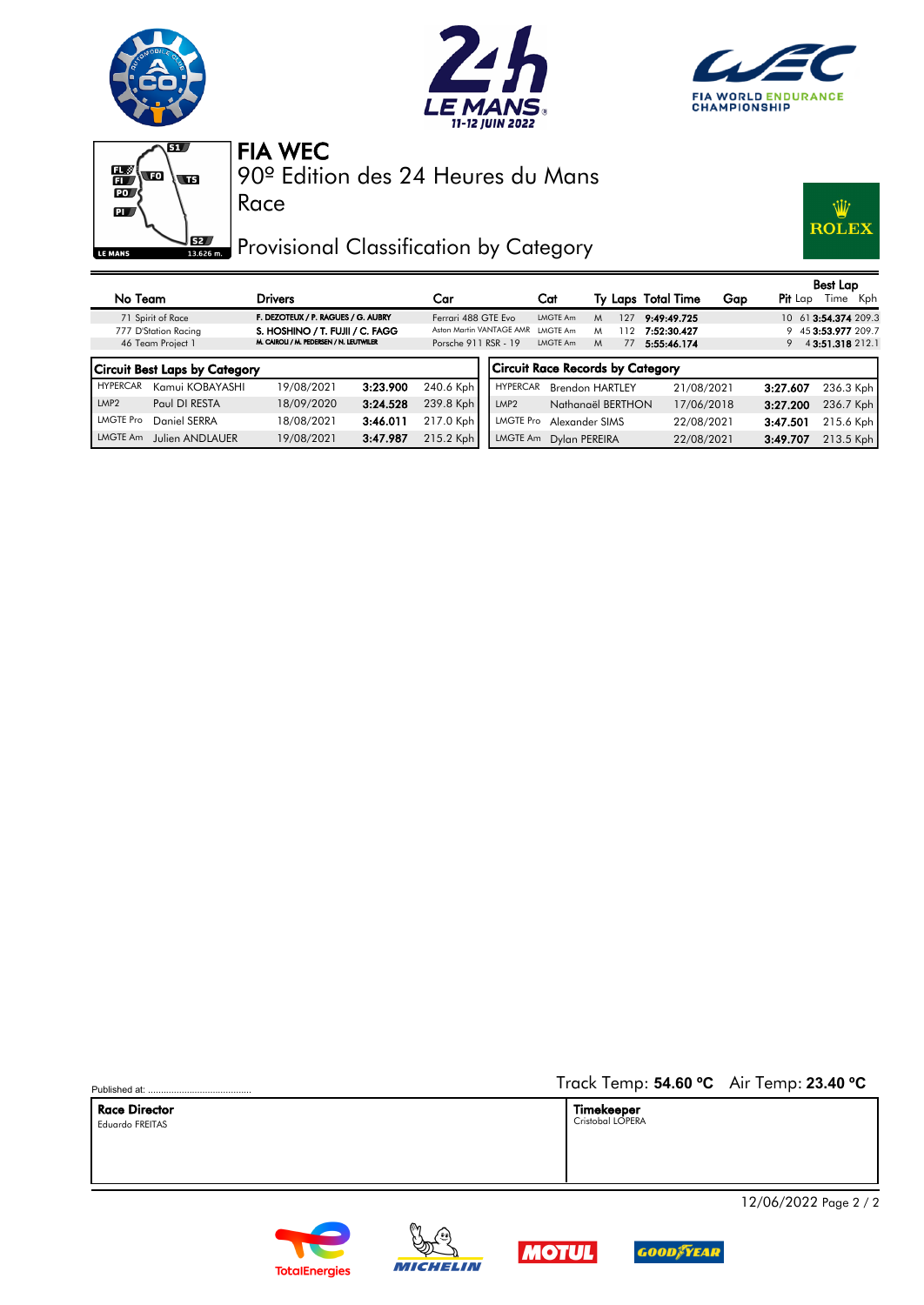# FIA WEC

90º Edition des 24 Heures du Mans

Race

## Provisional Classification by Category

| No | Team | Drivers | Car | Cat | Ty | Laps | Total Time | Gap | Pit | Best Lap Lap | Best Lap Time | Best Lap Kph |
|---|---|---|---|---|---|---|---|---|---|---|---|---|
| 71 | Spirit of Race | F. DEZOTEUX / P. RAGUES / G. AUBRY | Ferrari 488 GTE Evo | LMGTE Am | M | 127 | 9:49:49.725 | | 10 | 61 | 3:54.374 | 209.3 |
| 777 | D'Station Racing | S. HOSHINO / T. FUJII / C. FAGG | Aston Martin VANTAGE AMR | LMGTE Am | M | 112 | 7:52:30.427 | | 9 | 45 | 3:53.977 | 209.7 |
| 46 | Team Project 1 | M. CAIROLI / M. PEDERSEN / N. LEUTWILER | Porsche 911 RSR - 19 | LMGTE Am | M | 77 | 5:55:46.174 | | 9 | 4 | 3:51.318 | 212.1 |

### Circuit Best Laps by Category

| | | | | |
|---|---|---|---|---|
| HYPERCAR | Kamui KOBAYASHI | 19/08/2021 | 3:23.900 | 240.6 Kph |
| LMP2 | Paul DI RESTA | 18/09/2020 | 3:24.528 | 239.8 Kph |
| LMGTE Pro | Daniel SERRA | 18/08/2021 | 3:46.011 | 217.0 Kph |
| LMGTE Am | Julien ANDLAUER | 19/08/2021 | 3:47.987 | 215.2 Kph |

### Circuit Race Records by Category

| | | | | |
|---|---|---|---|---|
| HYPERCAR | Brendon HARTLEY | 21/08/2021 | 3:27.607 | 236.3 Kph |
| LMP2 | Nathanaël BERTHON | 17/06/2018 | 3:27.200 | 236.7 Kph |
| LMGTE Pro | Alexander SIMS | 22/08/2021 | 3:47.501 | 215.6 Kph |
| LMGTE Am | Dylan PEREIRA | 22/08/2021 | 3:49.707 | 213.5 Kph |

Published at: ........................................

Track Temp: **54.60 °C** Air Temp: **23.40 °C**

| Race Director | Timekeeper |
|---|---|
| Eduardo FREITAS | Cristobal LOPERA |

12/06/2022